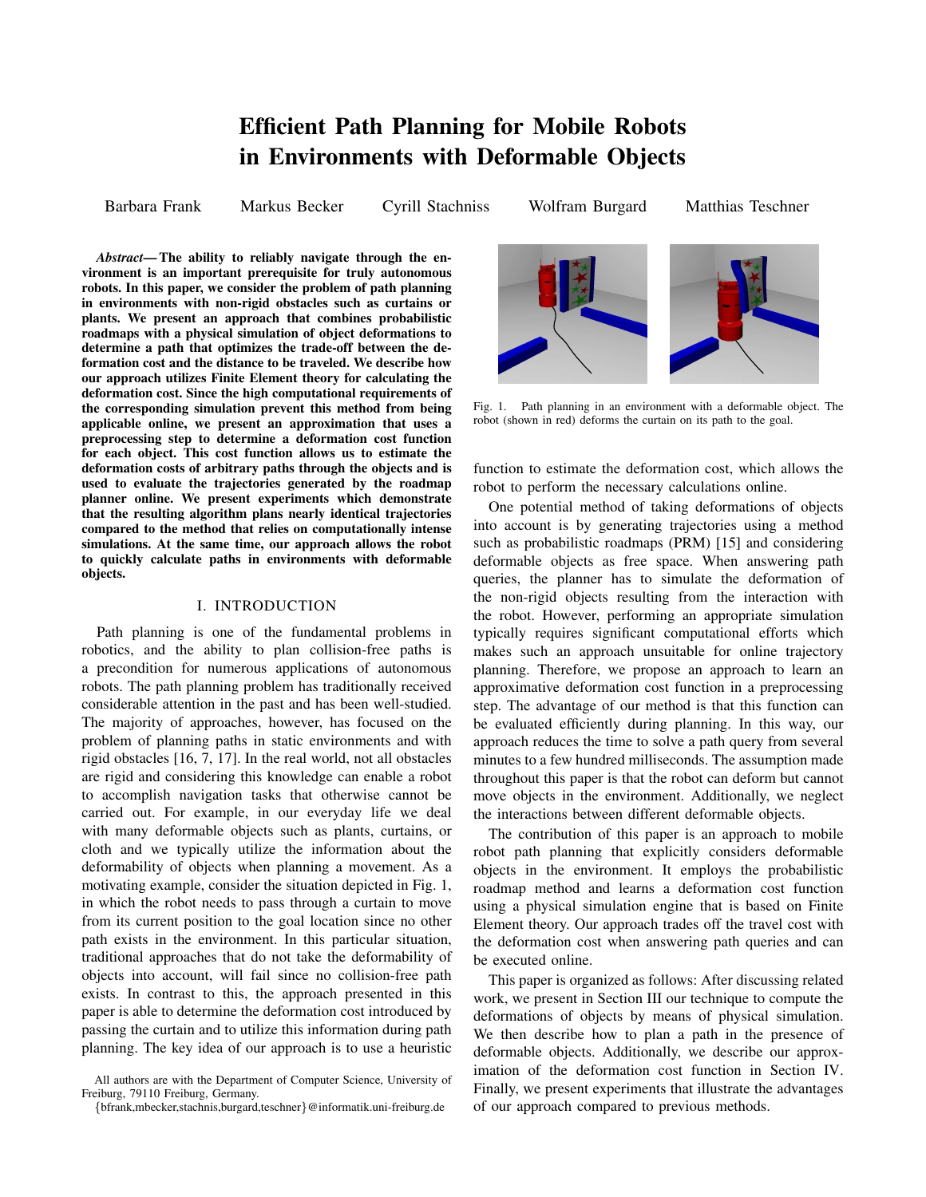# Efficient Path Planning for Mobile Robots in Environments with Deformable Objects

Barbara Frank   Markus Becker   Cyrill Stachniss   Wolfram Burgard   Matthias Teschner

***Abstract*— The ability to reliably navigate through the environment is an important prerequisite for truly autonomous robots. In this paper, we consider the problem of path planning in environments with non-rigid obstacles such as curtains or plants. We present an approach that combines probabilistic roadmaps with a physical simulation of object deformations to determine a path that optimizes the trade-off between the deformation cost and the distance to be traveled. We describe how our approach utilizes Finite Element theory for calculating the deformation cost. Since the high computational requirements of the corresponding simulation prevent this method from being applicable online, we present an approximation that uses a preprocessing step to determine a deformation cost function for each object. This cost function allows us to estimate the deformation costs of arbitrary paths through the objects and is used to evaluate the trajectories generated by the roadmap planner online. We present experiments which demonstrate that the resulting algorithm plans nearly identical trajectories compared to the method that relies on computationally intense simulations. At the same time, our approach allows the robot to quickly calculate paths in environments with deformable objects.**

## I. INTRODUCTION

Path planning is one of the fundamental problems in robotics, and the ability to plan collision-free paths is a precondition for numerous applications of autonomous robots. The path planning problem has traditionally received considerable attention in the past and has been well-studied. The majority of approaches, however, has focused on the problem of planning paths in static environments and with rigid obstacles [16, 7, 17]. In the real world, not all obstacles are rigid and considering this knowledge can enable a robot to accomplish navigation tasks that otherwise cannot be carried out. For example, in our everyday life we deal with many deformable objects such as plants, curtains, or cloth and we typically utilize the information about the deformability of objects when planning a movement. As a motivating example, consider the situation depicted in Fig. 1, in which the robot needs to pass through a curtain to move from its current position to the goal location since no other path exists in the environment. In this particular situation, traditional approaches that do not take the deformability of objects into account, will fail since no collision-free path exists. In contrast to this, the approach presented in this paper is able to determine the deformation cost introduced by passing the curtain and to utilize this information during path planning. The key idea of our approach is to use a heuristic function to estimate the deformation cost, which allows the robot to perform the necessary calculations online.

Fig. 1. Path planning in an environment with a deformable object. The robot (shown in red) deforms the curtain on its path to the goal.

One potential method of taking deformations of objects into account is by generating trajectories using a method such as probabilistic roadmaps (PRM) [15] and considering deformable objects as free space. When answering path queries, the planner has to simulate the deformation of the non-rigid objects resulting from the interaction with the robot. However, performing an appropriate simulation typically requires significant computational efforts which makes such an approach unsuitable for online trajectory planning. Therefore, we propose an approach to learn an approximative deformation cost function in a preprocessing step. The advantage of our method is that this function can be evaluated efficiently during planning. In this way, our approach reduces the time to solve a path query from several minutes to a few hundred milliseconds. The assumption made throughout this paper is that the robot can deform but cannot move objects in the environment. Additionally, we neglect the interactions between different deformable objects.

The contribution of this paper is an approach to mobile robot path planning that explicitly considers deformable objects in the environment. It employs the probabilistic roadmap method and learns a deformation cost function using a physical simulation engine that is based on Finite Element theory. Our approach trades off the travel cost with the deformation cost when answering path queries and can be executed online.

This paper is organized as follows: After discussing related work, we present in Section III our technique to compute the deformations of objects by means of physical simulation. We then describe how to plan a path in the presence of deformable objects. Additionally, we describe our approximation of the deformation cost function in Section IV. Finally, we present experiments that illustrate the advantages of our approach compared to previous methods.

All authors are with the Department of Computer Science, University of Freiburg, 79110 Freiburg, Germany.
{bfrank,mbecker,stachnis,burgard,teschner}@informatik.uni-freiburg.de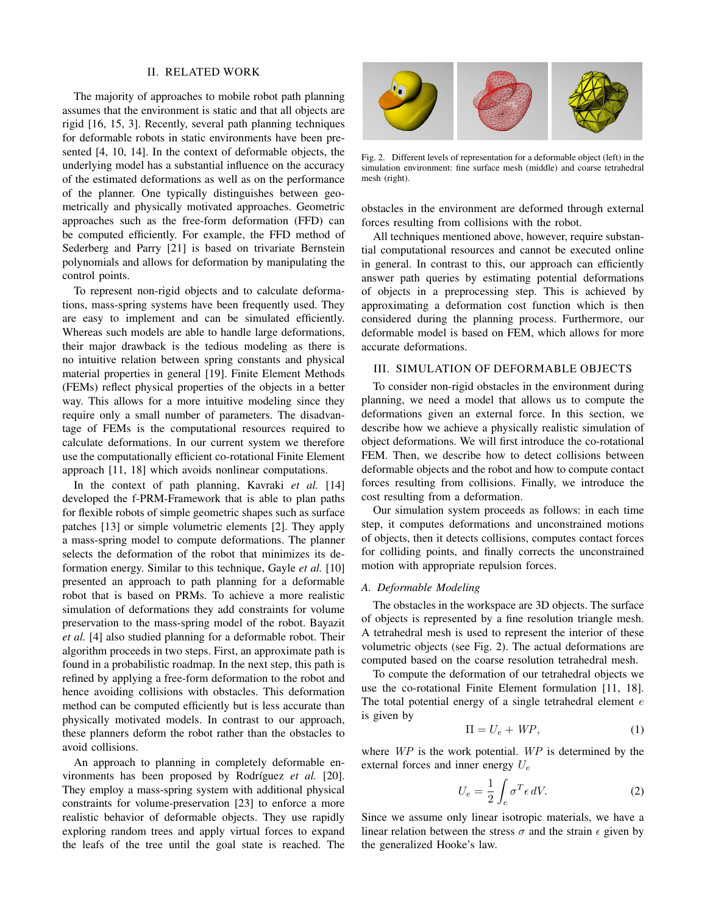## II. RELATED WORK

The majority of approaches to mobile robot path planning assumes that the environment is static and that all objects are rigid [16, 15, 3]. Recently, several path planning techniques for deformable robots in static environments have been presented [4, 10, 14]. In the context of deformable objects, the underlying model has a substantial influence on the accuracy of the estimated deformations as well as on the performance of the planner. One typically distinguishes between geometrically and physically motivated approaches. Geometric approaches such as the free-form deformation (FFD) can be computed efficiently. For example, the FFD method of Sederberg and Parry [21] is based on trivariate Bernstein polynomials and allows for deformation by manipulating the control points.

To represent non-rigid objects and to calculate deformations, mass-spring systems have been frequently used. They are easy to implement and can be simulated efficiently. Whereas such models are able to handle large deformations, their major drawback is the tedious modeling as there is no intuitive relation between spring constants and physical material properties in general [19]. Finite Element Methods (FEMs) reflect physical properties of the objects in a better way. This allows for a more intuitive modeling since they require only a small number of parameters. The disadvantage of FEMs is the computational resources required to calculate deformations. In our current system we therefore use the computationally efficient co-rotational Finite Element approach [11, 18] which avoids nonlinear computations.

In the context of path planning, Kavraki *et al.* [14] developed the f-PRM-Framework that is able to plan paths for flexible robots of simple geometric shapes such as surface patches [13] or simple volumetric elements [2]. They apply a mass-spring model to compute deformations. The planner selects the deformation of the robot that minimizes its deformation energy. Similar to this technique, Gayle *et al.* [10] presented an approach to path planning for a deformable robot that is based on PRMs. To achieve a more realistic simulation of deformations they add constraints for volume preservation to the mass-spring model of the robot. Bayazit *et al.* [4] also studied planning for a deformable robot. Their algorithm proceeds in two steps. First, an approximate path is found in a probabilistic roadmap. In the next step, this path is refined by applying a free-form deformation to the robot and hence avoiding collisions with obstacles. This deformation method can be computed efficiently but is less accurate than physically motivated models. In contrast to our approach, these planners deform the robot rather than the obstacles to avoid collisions.

An approach to planning in completely deformable environments has been proposed by Rodríguez *et al.* [20]. They employ a mass-spring system with additional physical constraints for volume-preservation [23] to enforce a more realistic behavior of deformable objects. They use rapidly exploring random trees and apply virtual forces to expand the leafs of the tree until the goal state is reached. The obstacles in the environment are deformed through external forces resulting from collisions with the robot.

Fig. 2. Different levels of representation for a deformable object (left) in the simulation environment: fine surface mesh (middle) and coarse tetrahedral mesh (right).

All techniques mentioned above, however, require substantial computational resources and cannot be executed online in general. In contrast to this, our approach can efficiently answer path queries by estimating potential deformations of objects in a preprocessing step. This is achieved by approximating a deformation cost function which is then considered during the planning process. Furthermore, our deformable model is based on FEM, which allows for more accurate deformations.

## III. SIMULATION OF DEFORMABLE OBJECTS

To consider non-rigid obstacles in the environment during planning, we need a model that allows us to compute the deformations given an external force. In this section, we describe how we achieve a physically realistic simulation of object deformations. We will first introduce the co-rotational FEM. Then, we describe how to detect collisions between deformable objects and the robot and how to compute contact forces resulting from collisions. Finally, we introduce the cost resulting from a deformation.

Our simulation system proceeds as follows: in each time step, it computes deformations and unconstrained motions of objects, then it detects collisions, computes contact forces for colliding points, and finally corrects the unconstrained motion with appropriate repulsion forces.

### A. Deformable Modeling

The obstacles in the workspace are 3D objects. The surface of objects is represented by a fine resolution triangle mesh. A tetrahedral mesh is used to represent the interior of these volumetric objects (see Fig. 2). The actual deformations are computed based on the coarse resolution tetrahedral mesh.

To compute the deformation of our tetrahedral objects we use the co-rotational Finite Element formulation [11, 18]. The total potential energy of a single tetrahedral element $e$ is given by

$$\Pi = U_e + WP, \tag{1}$$

where $WP$ is the work potential. $WP$ is determined by the external forces and inner energy $U_e$

$$U_e = \frac{1}{2}\int_e \sigma^T \epsilon \, dV. \tag{2}$$

Since we assume only linear isotropic materials, we have a linear relation between the stress $\sigma$ and the strain $\epsilon$ given by the generalized Hooke's law.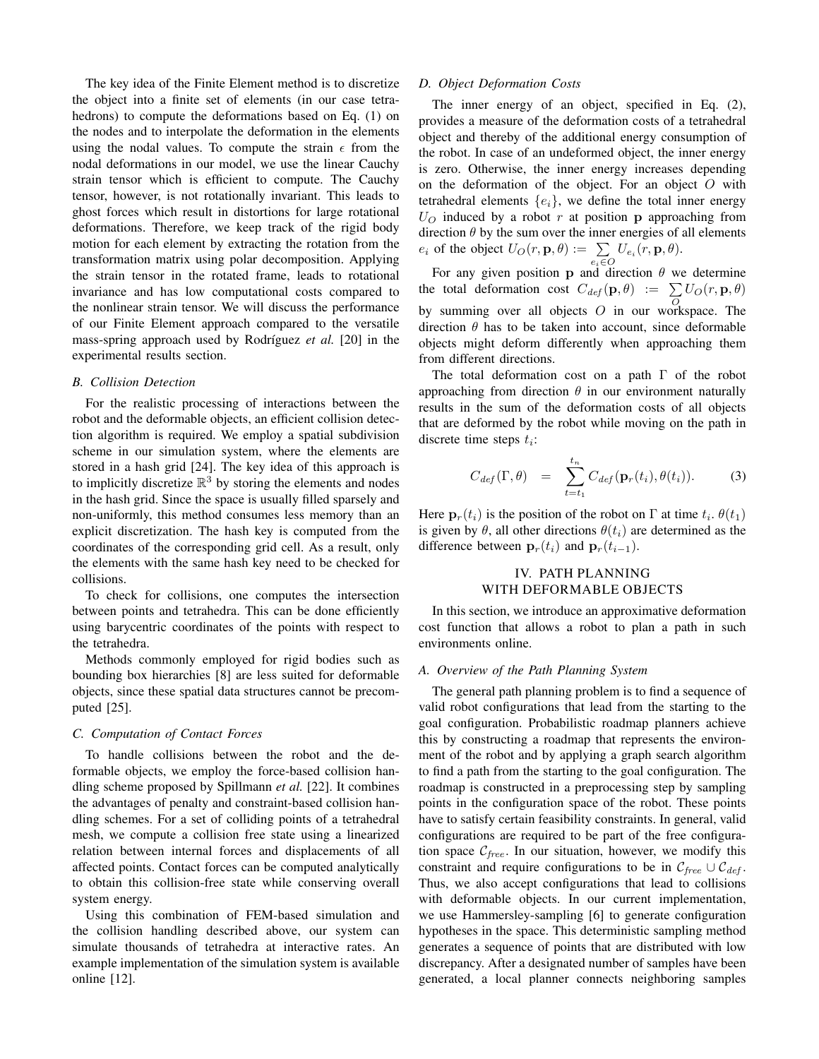The key idea of the Finite Element method is to discretize the object into a finite set of elements (in our case tetrahedrons) to compute the deformations based on Eq. (1) on the nodes and to interpolate the deformation in the elements using the nodal values. To compute the strain $\epsilon$ from the nodal deformations in our model, we use the linear Cauchy strain tensor which is efficient to compute. The Cauchy tensor, however, is not rotationally invariant. This leads to ghost forces which result in distortions for large rotational deformations. Therefore, we keep track of the rigid body motion for each element by extracting the rotation from the transformation matrix using polar decomposition. Applying the strain tensor in the rotated frame, leads to rotational invariance and has low computational costs compared to the nonlinear strain tensor. We will discuss the performance of our Finite Element approach compared to the versatile mass-spring approach used by Rodríguez *et al.* [20] in the experimental results section.

### B. Collision Detection

For the realistic processing of interactions between the robot and the deformable objects, an efficient collision detection algorithm is required. We employ a spatial subdivision scheme in our simulation system, where the elements are stored in a hash grid [24]. The key idea of this approach is to implicitly discretize $\mathbb{R}^3$ by storing the elements and nodes in the hash grid. Since the space is usually filled sparsely and non-uniformly, this method consumes less memory than an explicit discretization. The hash key is computed from the coordinates of the corresponding grid cell. As a result, only the elements with the same hash key need to be checked for collisions.

To check for collisions, one computes the intersection between points and tetrahedra. This can be done efficiently using barycentric coordinates of the points with respect to the tetrahedra.

Methods commonly employed for rigid bodies such as bounding box hierarchies [8] are less suited for deformable objects, since these spatial data structures cannot be precomputed [25].

### C. Computation of Contact Forces

To handle collisions between the robot and the deformable objects, we employ the force-based collision handling scheme proposed by Spillmann *et al.* [22]. It combines the advantages of penalty and constraint-based collision handling schemes. For a set of colliding points of a tetrahedral mesh, we compute a collision free state using a linearized relation between internal forces and displacements of all affected points. Contact forces can be computed analytically to obtain this collision-free state while conserving overall system energy.

Using this combination of FEM-based simulation and the collision handling described above, our system can simulate thousands of tetrahedra at interactive rates. An example implementation of the simulation system is available online [12].

### D. Object Deformation Costs

The inner energy of an object, specified in Eq. (2), provides a measure of the deformation costs of a tetrahedral object and thereby of the additional energy consumption of the robot. In case of an undeformed object, the inner energy is zero. Otherwise, the inner energy increases depending on the deformation of the object. For an object $O$ with tetrahedral elements $\{e_i\}$, we define the total inner energy $U_O$ induced by a robot $r$ at position $\mathbf{p}$ approaching from direction $\theta$ by the sum over the inner energies of all elements $e_i$ of the object $U_O(r, \mathbf{p}, \theta) := \sum_{e_i \in O} U_{e_i}(r, \mathbf{p}, \theta)$.

For any given position $\mathbf{p}$ and direction $\theta$ we determine the total deformation cost $C_{def}(\mathbf{p}, \theta) := \sum_O U_O(r, \mathbf{p}, \theta)$ by summing over all objects $O$ in our workspace. The direction $\theta$ has to be taken into account, since deformable objects might deform differently when approaching them from different directions.

The total deformation cost on a path $\Gamma$ of the robot approaching from direction $\theta$ in our environment naturally results in the sum of the deformation costs of all objects that are deformed by the robot while moving on the path in discrete time steps $t_i$:

$$C_{def}(\Gamma, \theta) = \sum_{t=t_1}^{t_n} C_{def}(\mathbf{p}_r(t_i), \theta(t_i)). \tag{3}$$

Here $\mathbf{p}_r(t_i)$ is the position of the robot on $\Gamma$ at time $t_i$. $\theta(t_1)$ is given by $\theta$, all other directions $\theta(t_i)$ are determined as the difference between $\mathbf{p}_r(t_i)$ and $\mathbf{p}_r(t_{i-1})$.

## IV. PATH PLANNING WITH DEFORMABLE OBJECTS

In this section, we introduce an approximative deformation cost function that allows a robot to plan a path in such environments online.

### A. Overview of the Path Planning System

The general path planning problem is to find a sequence of valid robot configurations that lead from the starting to the goal configuration. Probabilistic roadmap planners achieve this by constructing a roadmap that represents the environment of the robot and by applying a graph search algorithm to find a path from the starting to the goal configuration. The roadmap is constructed in a preprocessing step by sampling points in the configuration space of the robot. These points have to satisfy certain feasibility constraints. In general, valid configurations are required to be part of the free configuration space $\mathcal{C}_{free}$. In our situation, however, we modify this constraint and require configurations to be in $\mathcal{C}_{free} \cup \mathcal{C}_{def}$. Thus, we also accept configurations that lead to collisions with deformable objects. In our current implementation, we use Hammersley-sampling [6] to generate configuration hypotheses in the space. This deterministic sampling method generates a sequence of points that are distributed with low discrepancy. After a designated number of samples have been generated, a local planner connects neighboring samples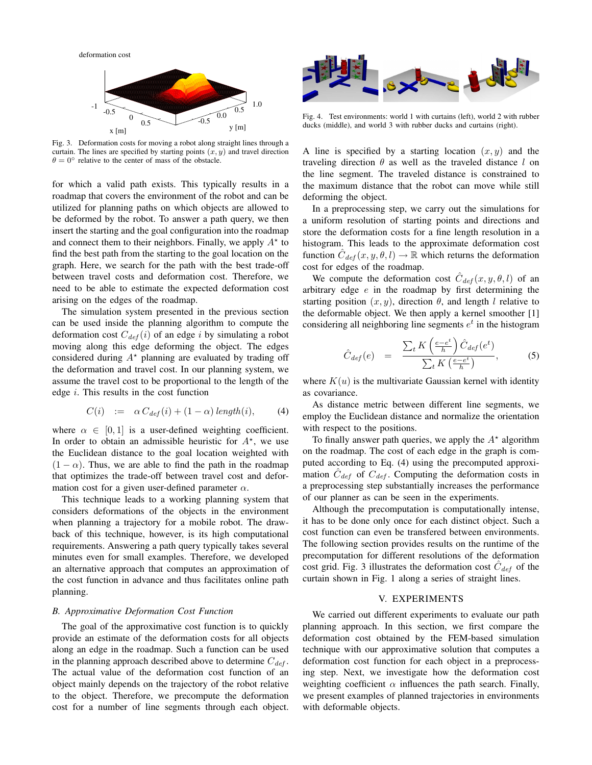Fig. 3. Deformation costs for moving a robot along straight lines through a curtain. The lines are specified by starting points $(x, y)$ and travel direction $\theta = 0°$ relative to the center of mass of the obstacle.

for which a valid path exists. This typically results in a roadmap that covers the environment of the robot and can be utilized for planning paths on which objects are allowed to be deformed by the robot. To answer a path query, we then insert the starting and the goal configuration into the roadmap and connect them to their neighbors. Finally, we apply $A^\star$ to find the best path from the starting to the goal location on the graph. Here, we search for the path with the best trade-off between travel costs and deformation cost. Therefore, we need to be able to estimate the expected deformation cost arising on the edges of the roadmap.

The simulation system presented in the previous section can be used inside the planning algorithm to compute the deformation cost $C_{def}(i)$ of an edge $i$ by simulating a robot moving along this edge deforming the object. The edges considered during $A^\star$ planning are evaluated by trading off the deformation and travel cost. In our planning system, we assume the travel cost to be proportional to the length of the edge $i$. This results in the cost function

$$C(i) \quad := \quad \alpha \, C_{def}(i) + (1-\alpha) \, length(i), \tag{4}$$

where $\alpha \in [0, 1]$ is a user-defined weighting coefficient. In order to obtain an admissible heuristic for $A^\star$, we use the Euclidean distance to the goal location weighted with $(1 - \alpha)$. Thus, we are able to find the path in the roadmap that optimizes the trade-off between travel cost and deformation cost for a given user-defined parameter $\alpha$.

This technique leads to a working planning system that considers deformations of the objects in the environment when planning a trajectory for a mobile robot. The drawback of this technique, however, is its high computational requirements. Answering a path query typically takes several minutes even for small examples. Therefore, we developed an alternative approach that computes an approximation of the cost function in advance and thus facilitates online path planning.

### B. Approximative Deformation Cost Function

The goal of the approximative cost function is to quickly provide an estimate of the deformation costs for all objects along an edge in the roadmap. Such a function can be used in the planning approach described above to determine $C_{def}$. The actual value of the deformation cost function of an object mainly depends on the trajectory of the robot relative to the object. Therefore, we precompute the deformation cost for a number of line segments through each object.

Fig. 4. Test environments: world 1 with curtains (left), world 2 with rubber ducks (middle), and world 3 with rubber ducks and curtains (right).

A line is specified by a starting location $(x, y)$ and the traveling direction $\theta$ as well as the traveled distance $l$ on the line segment. The traveled distance is constrained to the maximum distance that the robot can move while still deforming the object.

In a preprocessing step, we carry out the simulations for a uniform resolution of starting points and directions and store the deformation costs for a fine length resolution in a histogram. This leads to the approximate deformation cost function $\hat{C}_{def}(x, y, \theta, l) \rightarrow \mathbb{R}$ which returns the deformation cost for edges of the roadmap.

We compute the deformation cost $\hat{C}_{def}(x, y, \theta, l)$ of an arbitrary edge $e$ in the roadmap by first determining the starting position $(x, y)$, direction $\theta$, and length $l$ relative to the deformable object. We then apply a kernel smoother [1] considering all neighboring line segments $e^t$ in the histogram

$$\hat{C}_{def}(e) \quad = \quad \frac{\sum_t K\left(\frac{e - e^t}{h}\right) \hat{C}_{def}(e^t)}{\sum_t K\left(\frac{e - e^t}{h}\right)}, \tag{5}$$

where $K(u)$ is the multivariate Gaussian kernel with identity as covariance.

As distance metric between different line segments, we employ the Euclidean distance and normalize the orientation with respect to the positions.

To finally answer path queries, we apply the $A^\star$ algorithm on the roadmap. The cost of each edge in the graph is computed according to Eq. (4) using the precomputed approximation $\hat{C}_{def}$ of $C_{def}$. Computing the deformation costs in a preprocessing step substantially increases the performance of our planner as can be seen in the experiments.

Although the precomputation is computationally intense, it has to be done only once for each distinct object. Such a cost function can even be transfered between environments. The following section provides results on the runtime of the precomputation for different resolutions of the deformation cost grid. Fig. 3 illustrates the deformation cost $\hat{C}_{def}$ of the curtain shown in Fig. 1 along a series of straight lines.

## V. EXPERIMENTS

We carried out different experiments to evaluate our path planning approach. In this section, we first compare the deformation cost obtained by the FEM-based simulation technique with our approximate solution that computes a deformation cost function for each object in a preprocessing step. Next, we investigate how the deformation cost weighting coefficient $\alpha$ influences the path search. Finally, we present examples of planned trajectories in environments with deformable objects.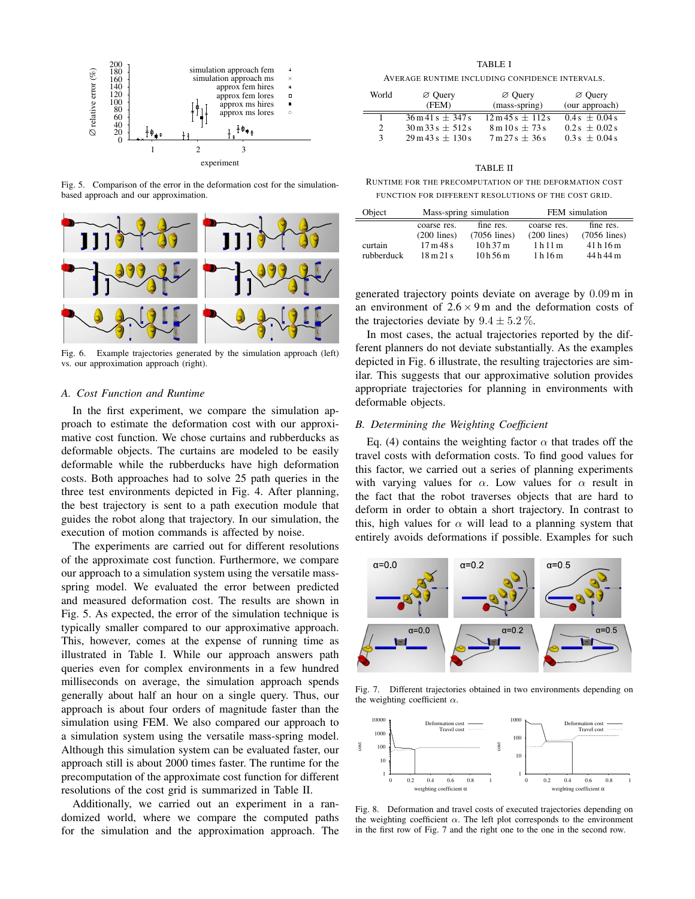Fig. 5. Comparison of the error in the deformation cost for the simulation-based approach and our approximation.

Fig. 6. Example trajectories generated by the simulation approach (left) vs. our approximation approach (right).

### A. Cost Function and Runtime

In the first experiment, we compare the simulation approach to estimate the deformation cost with our approximative cost function. We chose curtains and rubberducks as deformable objects. The curtains are modeled to be easily deformable while the rubberducks have high deformation costs. Both approaches had to solve 25 path queries in the three test environments depicted in Fig. 4. After planning, the best trajectory is sent to a path execution module that guides the robot along that trajectory. In our simulation, the execution of motion commands is affected by noise.

The experiments are carried out for different resolutions of the approximate cost function. Furthermore, we compare our approach to a simulation system using the versatile mass-spring model. We evaluated the error between predicted and measured deformation cost. The results are shown in Fig. 5. As expected, the error of the simulation technique is typically smaller compared to our approximative approach. This, however, comes at the expense of running time as illustrated in Table I. While our approach answers path queries even for complex environments in a few hundred milliseconds on average, the simulation approach spends generally about half an hour on a single query. Thus, our approach is about four orders of magnitude faster than the simulation using FEM. We also compared our approach to a simulation system using the versatile mass-spring model. Although this simulation system can be evaluated faster, our approach still is about 2000 times faster. The runtime for the precomputation of the approximate cost function for different resolutions of the cost grid is summarized in Table II.

Additionally, we carried out an experiment in a randomized world, where we compare the computed paths for the simulation and the approximation approach. The generated trajectory points deviate on average by $0.09\,\text{m}$ in an environment of $2.6 \times 9\,\text{m}$ and the deformation costs of the trajectories deviate by $9.4 \pm 5.2\,\%$.

TABLE I

AVERAGE RUNTIME INCLUDING CONFIDENCE INTERVALS.

| World | ∅ Query (FEM) | ∅ Query (mass-spring) | ∅ Query (our approach) |
|---|---|---|---|
| 1 | 36 m 41 s ± 347 s | 12 m 45 s ± 112 s | 0.4 s ± 0.04 s |
| 2 | 30 m 33 s ± 512 s | 8 m 10 s ± 73 s | 0.2 s ± 0.02 s |
| 3 | 29 m 43 s ± 130 s | 7 m 27 s ± 36 s | 0.3 s ± 0.04 s |

TABLE II

RUNTIME FOR THE PRECOMPUTATION OF THE DEFORMATION COST FUNCTION FOR DIFFERENT RESOLUTIONS OF THE COST GRID.

| Object | Mass-spring simulation | | FEM simulation | |
|---|---|---|---|---|
| | coarse res. (200 lines) | fine res. (7056 lines) | coarse res. (200 lines) | fine res. (7056 lines) |
| curtain | 17 m 48 s | 10 h 37 m | 1 h 11 m | 41 h 16 m |
| rubberduck | 18 m 21 s | 10 h 56 m | 1 h 16 m | 44 h 44 m |

In most cases, the actual trajectories reported by the different planners do not deviate substantially. As the examples depicted in Fig. 6 illustrate, the resulting trajectories are similar. This suggests that our approximative solution provides appropriate trajectories for planning in environments with deformable objects.

### B. Determining the Weighting Coefficient

Eq. (4) contains the weighting factor $\alpha$ that trades off the travel costs with deformation costs. To find good values for this factor, we carried out a series of planning experiments with varying values for $\alpha$. Low values for $\alpha$ result in the fact that the robot traverses objects that are hard to deform in order to obtain a short trajectory. In contrast to this, high values for $\alpha$ will lead to a planning system that entirely avoids deformations if possible. Examples for such

Fig. 7. Different trajectories obtained in two environments depending on the weighting coefficient $\alpha$.

Fig. 8. Deformation and travel costs of executed trajectories depending on the weighting coefficient $\alpha$. The left plot corresponds to the environment in the first row of Fig. 7 and the right one to the one in the second row.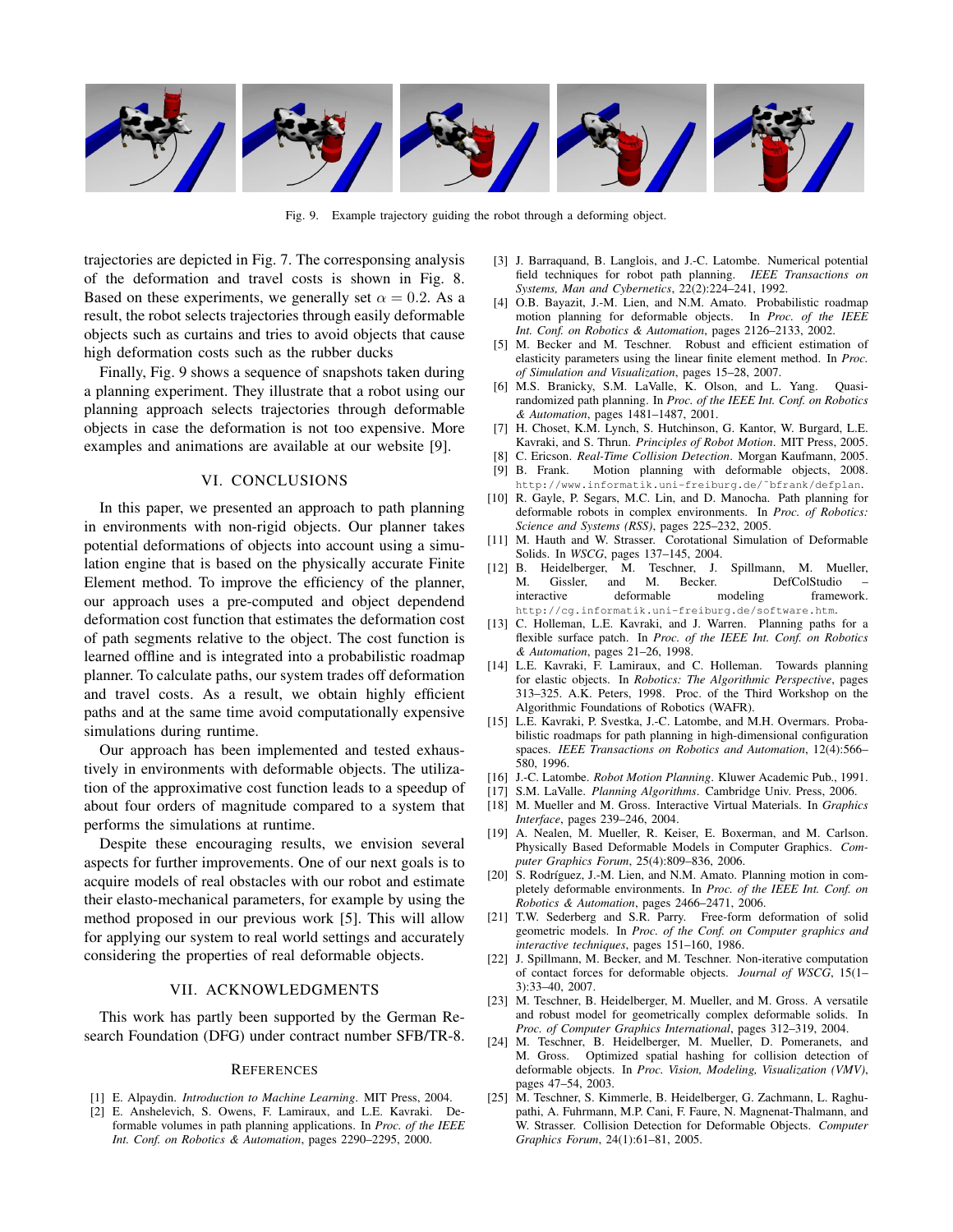Fig. 9. Example trajectory guiding the robot through a deforming object.

trajectories are depicted in Fig. 7. The corresponsing analysis of the deformation and travel costs is shown in Fig. 8. Based on these experiments, we generally set $\alpha = 0.2$. As a result, the robot selects trajectories through easily deformable objects such as curtains and tries to avoid objects that cause high deformation costs such as the rubber ducks

Finally, Fig. 9 shows a sequence of snapshots taken during a planning experiment. They illustrate that a robot using our planning approach selects trajectories through deformable objects in case the deformation is not too expensive. More examples and animations are available at our website [9].

## VI. CONCLUSIONS

In this paper, we presented an approach to path planning in environments with non-rigid objects. Our planner takes potential deformations of objects into account using a simulation engine that is based on the physically accurate Finite Element method. To improve the efficiency of the planner, our approach uses a pre-computed and object dependend deformation cost function that estimates the deformation cost of path segments relative to the object. The cost function is learned offline and is integrated into a probabilistic roadmap planner. To calculate paths, our system trades off deformation and travel costs. As a result, we obtain highly efficient paths and at the same time avoid computationally expensive simulations during runtime.

Our approach has been implemented and tested exhaustively in environments with deformable objects. The utilization of the approximative cost function leads to a speedup of about four orders of magnitude compared to a system that performs the simulations at runtime.

Despite these encouraging results, we envision several aspects for further improvements. One of our next goals is to acquire models of real obstacles with our robot and estimate their elasto-mechanical parameters, for example by using the method proposed in our previous work [5]. This will allow for applying our system to real world settings and accurately considering the properties of real deformable objects.

## VII. ACKNOWLEDGMENTS

This work has partly been supported by the German Research Foundation (DFG) under contract number SFB/TR-8.

## REFERENCES

[1] E. Alpaydin. *Introduction to Machine Learning*. MIT Press, 2004.

[2] E. Anshelevich, S. Owens, F. Lamiraux, and L.E. Kavraki. Deformable volumes in path planning applications. In *Proc. of the IEEE Int. Conf. on Robotics & Automation*, pages 2290–2295, 2000.

[3] J. Barraquand, B. Langlois, and J.-C. Latombe. Numerical potential field techniques for robot path planning. *IEEE Transactions on Systems, Man and Cybernetics*, 22(2):224–241, 1992.

[4] O.B. Bayazit, J.-M. Lien, and N.M. Amato. Probabilistic roadmap motion planning for deformable objects. In *Proc. of the IEEE Int. Conf. on Robotics & Automation*, pages 2126–2133, 2002.

[5] M. Becker and M. Teschner. Robust and efficient estimation of elasticity parameters using the linear finite element method. In *Proc. of Simulation and Visualization*, pages 15–28, 2007.

[6] M.S. Branicky, S.M. LaValle, K. Olson, and L. Yang. Quasi-randomized path planning. In *Proc. of the IEEE Int. Conf. on Robotics & Automation*, pages 1481–1487, 2001.

[7] H. Choset, K.M. Lynch, S. Hutchinson, G. Kantor, W. Burgard, L.E. Kavraki, and S. Thrun. *Principles of Robot Motion*. MIT Press, 2005.

[8] C. Ericson. *Real-Time Collision Detection*. Morgan Kaufmann, 2005.

[9] B. Frank. Motion planning with deformable objects, 2008. http://www.informatik.uni-freiburg.de/˜bfrank/defplan.

[10] R. Gayle, P. Segars, M.C. Lin, and D. Manocha. Path planning for deformable robots in complex environments. In *Proc. of Robotics: Science and Systems (RSS)*, pages 225–232, 2005.

[11] M. Hauth and W. Strasser. Corotational Simulation of Deformable Solids. In *WSCG*, pages 137–145, 2004.

[12] B. Heidelberger, M. Teschner, J. Spillmann, M. Mueller, M. Gissler, and M. Becker. DefColStudio – interactive deformable modeling framework. http://cg.informatik.uni-freiburg.de/software.htm.

[13] C. Holleman, L.E. Kavraki, and J. Warren. Planning paths for a flexible surface patch. In *Proc. of the IEEE Int. Conf. on Robotics & Automation*, pages 21–26, 1998.

[14] L.E. Kavraki, F. Lamiraux, and C. Holleman. Towards planning for elastic objects. In *Robotics: The Algorithmic Perspective*, pages 313–325. A.K. Peters, 1998. Proc. of the Third Workshop on the Algorithmic Foundations of Robotics (WAFR).

[15] L.E. Kavraki, P. Svestka, J.-C. Latombe, and M.H. Overmars. Probabilistic roadmaps for path planning in high-dimensional configuration spaces. *IEEE Transactions on Robotics and Automation*, 12(4):566–580, 1996.

[16] J.-C. Latombe. *Robot Motion Planning*. Kluwer Academic Pub., 1991.

[17] S.M. LaValle. *Planning Algorithms*. Cambridge Univ. Press, 2006.

[18] M. Mueller and M. Gross. Interactive Virtual Materials. In *Graphics Interface*, pages 239–246, 2004.

[19] A. Nealen, M. Mueller, R. Keiser, E. Boxerman, and M. Carlson. Physically Based Deformable Models in Computer Graphics. *Computer Graphics Forum*, 25(4):809–836, 2006.

[20] S. Rodríguez, J.-M. Lien, and N.M. Amato. Planning motion in completely deformable environments. In *Proc. of the IEEE Int. Conf. on Robotics & Automation*, pages 2466–2471, 2006.

[21] T.W. Sederberg and S.R. Parry. Free-form deformation of solid geometric models. In *Proc. of the Conf. on Computer graphics and interactive techniques*, pages 151–160, 1986.

[22] J. Spillmann, M. Becker, and M. Teschner. Non-iterative computation of contact forces for deformable objects. *Journal of WSCG*, 15(1–3):33–40, 2007.

[23] M. Teschner, B. Heidelberger, M. Mueller, and M. Gross. A versatile and robust model for geometrically complex deformable solids. In *Proc. of Computer Graphics International*, pages 312–319, 2004.

[24] M. Teschner, B. Heidelberger, M. Mueller, D. Pomeranets, and M. Gross. Optimized spatial hashing for collision detection of deformable objects. In *Proc. Vision, Modeling, Visualization (VMV)*, pages 47–54, 2003.

[25] M. Teschner, S. Kimmerle, B. Heidelberger, G. Zachmann, L. Raghupathi, A. Fuhrmann, M.P. Cani, F. Faure, N. Magnenat-Thalmann, and W. Strasser. Collision Detection for Deformable Objects. *Computer Graphics Forum*, 24(1):61–81, 2005.